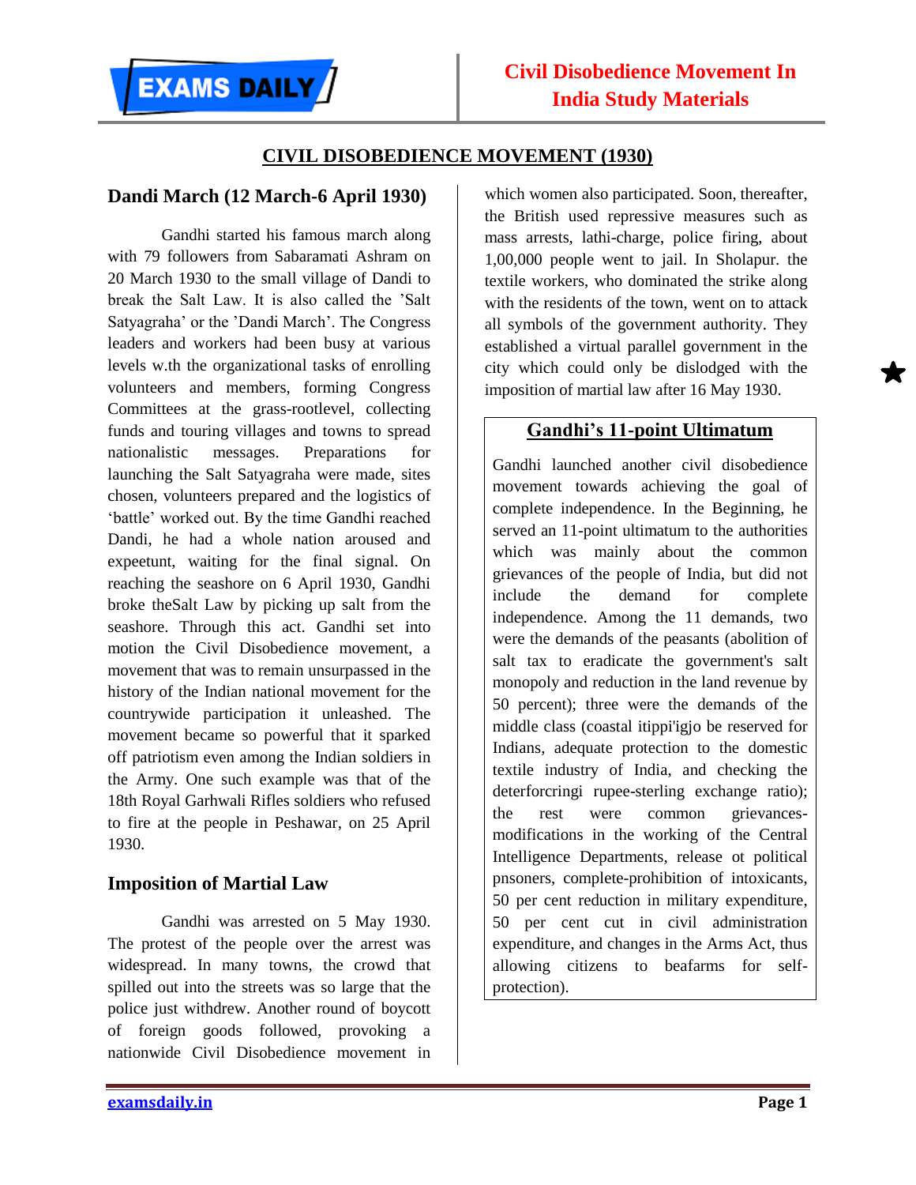# CIVIL DISOBEDIENCE MOVEMENT (1930)

## Dandi March (12 March-6 April 1930)

Gandhi started his famous march along with 79 followers from Sabaramati Ashram on 20 March 1930 to the small village of Dandi to break the Salt Law. It is also called the 'Salt Satyagraha' or the 'Dandi March'. The Congress leaders and workers had been busy at various levels w.th the organizational tasks of enrolling volunteers and members, forming Congress Committees at the grass-rootlevel, collecting funds and touring villages and towns to spread nationalistic messages. Preparations for launching the Salt Satyagraha were made, sites chosen, volunteers prepared and the logistics of 'battle' worked out. By the time Gandhi reached Dandi, he had a whole nation aroused and expeetunt, waiting for the final signal. On reaching the seashore on 6 April 1930, Gandhi broke theSalt Law by picking up salt from the seashore. Through this act. Gandhi set into motion the Civil Disobedience movement, a movement that was to remain unsurpassed in the history of the Indian national movement for the countrywide participation it unleashed. The movement became so powerful that it sparked off patriotism even among the Indian soldiers in the Army. One such example was that of the 18th Royal Garhwali Rifles soldiers who refused to fire at the people in Peshawar, on 25 April 1930.

## Imposition of Martial Law

Gandhi was arrested on 5 May 1930. The protest of the people over the arrest was widespread. In many towns, the crowd that spilled out into the streets was so large that the police just withdrew. Another round of boycott of foreign goods followed, provoking a nationwide Civil Disobedience movement in which women also participated. Soon, thereafter, the British used repressive measures such as mass arrests, lathi-charge, police firing, about 1,00,000 people went to jail. In Sholapur. the textile workers, who dominated the strike along with the residents of the town, went on to attack all symbols of the government authority. They established a virtual parallel government in the city which could only be dislodged with the imposition of martial law after 16 May 1930.

## Gandhi's 11-point Ultimatum

Gandhi launched another civil disobedience movement towards achieving the goal of complete independence. In the Beginning, he served an 11-point ultimatum to the authorities which was mainly about the common grievances of the people of India, but did not include the demand for complete independence. Among the 11 demands, two were the demands of the peasants (abolition of salt tax to eradicate the government's salt monopoly and reduction in the land revenue by 50 percent); three were the demands of the middle class (coastal itippi'igjo be reserved for Indians, adequate protection to the domestic textile industry of India, and checking the deterforcringi rupee-sterling exchange ratio); the rest were common grievances-modifications in the working of the Central Intelligence Departments, release ot political pnsoners, complete-prohibition of intoxicants, 50 per cent reduction in military expenditure, 50 per cent cut in civil administration expenditure, and changes in the Arms Act, thus allowing citizens to beafarms for self-protection).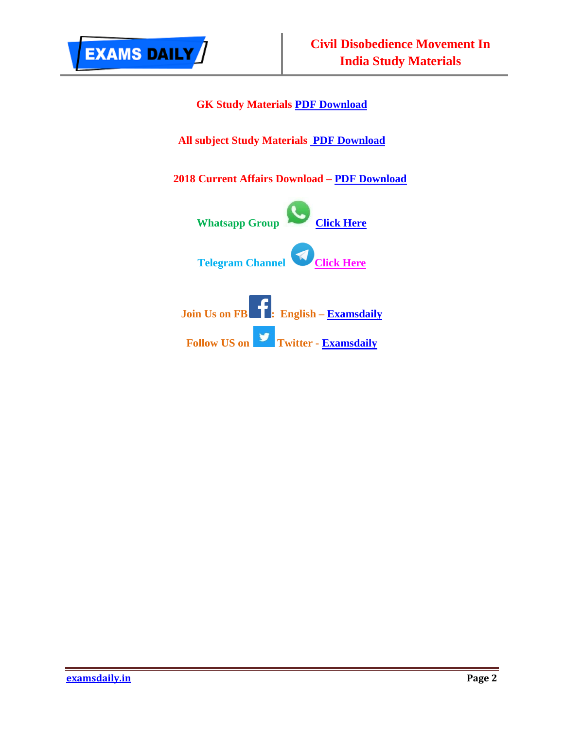**GK Study Materials PDF Download**

**All subject Study Materials PDF Download**

**2018 Current Affairs Download – PDF Download**

**Whatsapp Group Click Here**

**Telegram Channel Click Here**

**Join Us on FB: English – Examsdaily**

**Follow US on Twitter - Examsdaily**